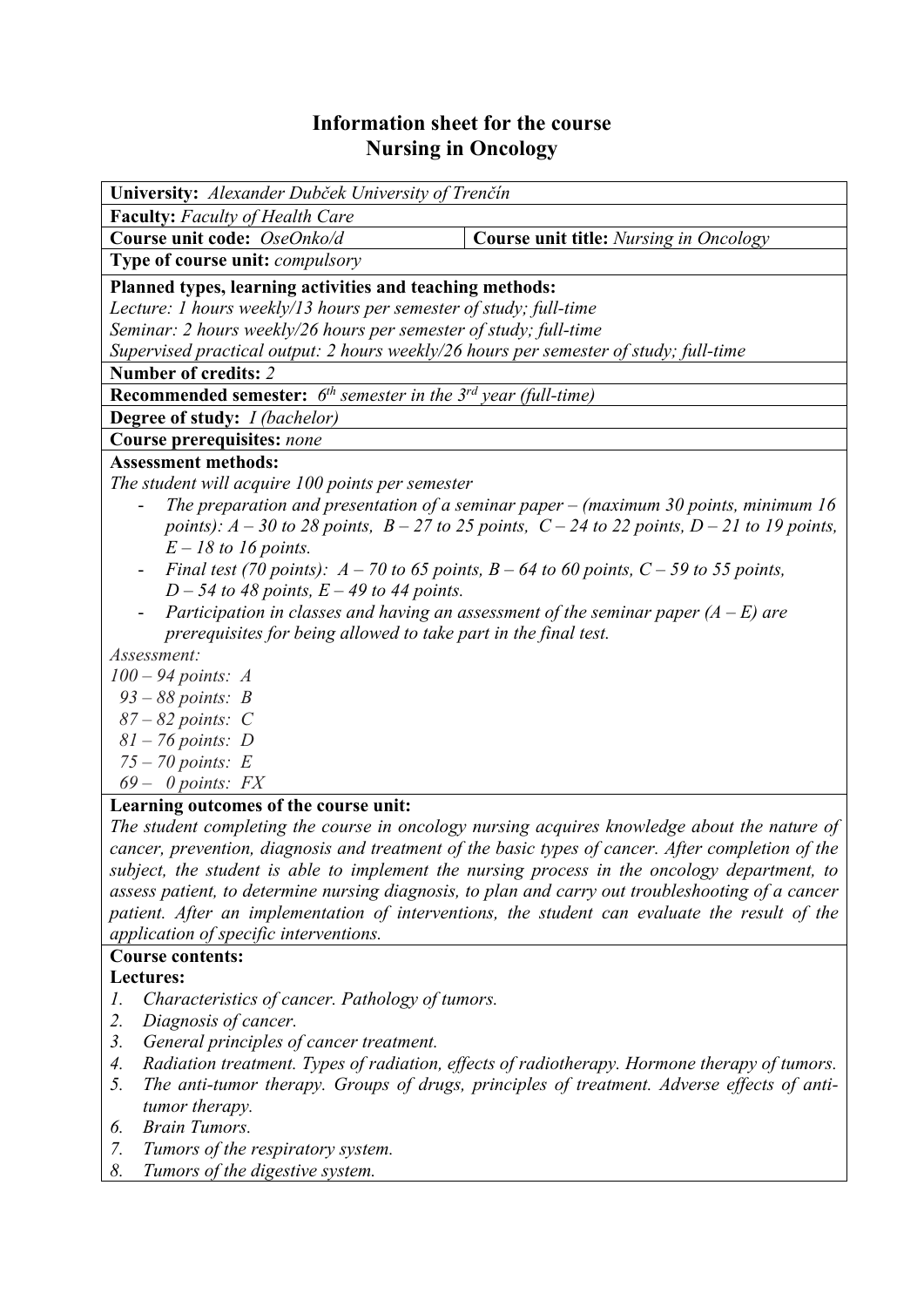# Information sheet for the course
# Nursing in Oncology

**University:** *Alexander Dubček University of Trenčín*

**Faculty:** *Faculty of Health Care*

| **Course unit code:** *OseOnko/d* | **Course unit title:** *Nursing in Oncology* |
|---|---|

**Type of course unit:** *compulsory*

**Planned types, learning activities and teaching methods:**
*Lecture: 1 hours weekly/13 hours per semester of study; full-time*
*Seminar: 2 hours weekly/26 hours per semester of study; full-time*
*Supervised practical output: 2 hours weekly/26 hours per semester of study; full-time*

**Number of credits:** *2*

**Recommended semester:** *6th semester in the 3rd year (full-time)*

**Degree of study:** *I (bachelor)*

**Course prerequisites:** *none*

**Assessment methods:**
*The student will acquire 100 points per semester*

- *The preparation and presentation of a seminar paper – (maximum 30 points, minimum 16 points): A – 30 to 28 points, B – 27 to 25 points, C – 24 to 22 points, D – 21 to 19 points, E – 18 to 16 points.*
- *Final test (70 points): A – 70 to 65 points, B – 64 to 60 points, C – 59 to 55 points, D – 54 to 48 points, E – 49 to 44 points.*
- *Participation in classes and having an assessment of the seminar paper (A – E) are prerequisites for being allowed to take part in the final test.*

*Assessment:*
*100 – 94 points: A*
*93 – 88 points: B*
*87 – 82 points: C*
*81 – 76 points: D*
*75 – 70 points: E*
*69 – 0 points: FX*

**Learning outcomes of the course unit:**
*The student completing the course in oncology nursing acquires knowledge about the nature of cancer, prevention, diagnosis and treatment of the basic types of cancer. After completion of the subject, the student is able to implement the nursing process in the oncology department, to assess patient, to determine nursing diagnosis, to plan and carry out troubleshooting of a cancer patient. After an implementation of interventions, the student can evaluate the result of the application of specific interventions.*

**Course contents:**

**Lectures:**

1. *Characteristics of cancer. Pathology of tumors.*
2. *Diagnosis of cancer.*
3. *General principles of cancer treatment.*
4. *Radiation treatment. Types of radiation, effects of radiotherapy. Hormone therapy of tumors.*
5. *The anti-tumor therapy. Groups of drugs, principles of treatment. Adverse effects of anti-tumor therapy.*
6. *Brain Tumors.*
7. *Tumors of the respiratory system.*
8. *Tumors of the digestive system.*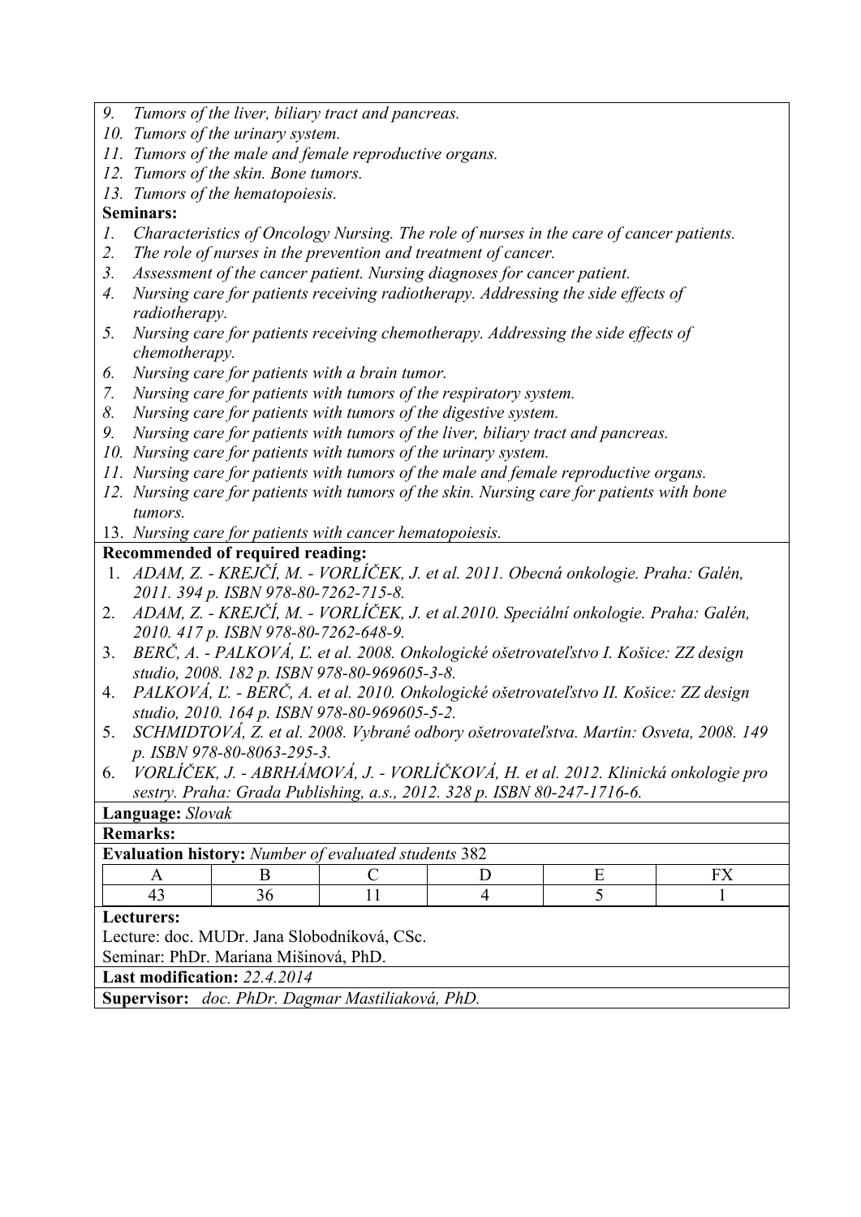9. *Tumors of the liver, biliary tract and pancreas.*
10. *Tumors of the urinary system.*
11. *Tumors of the male and female reproductive organs.*
12. *Tumors of the skin. Bone tumors.*
13. *Tumors of the hematopoiesis.*

**Seminars:**

1. *Characteristics of Oncology Nursing. The role of nurses in the care of cancer patients.*
2. *The role of nurses in the prevention and treatment of cancer.*
3. *Assessment of the cancer patient. Nursing diagnoses for cancer patient.*
4. *Nursing care for patients receiving radiotherapy. Addressing the side effects of radiotherapy.*
5. *Nursing care for patients receiving chemotherapy. Addressing the side effects of chemotherapy.*
6. *Nursing care for patients with a brain tumor.*
7. *Nursing care for patients with tumors of the respiratory system.*
8. *Nursing care for patients with tumors of the digestive system.*
9. *Nursing care for patients with tumors of the liver, biliary tract and pancreas.*
10. *Nursing care for patients with tumors of the urinary system.*
11. *Nursing care for patients with tumors of the male and female reproductive organs.*
12. *Nursing care for patients with tumors of the skin. Nursing care for patients with bone tumors.*
13. *Nursing care for patients with cancer hematopoiesis.*

**Recommended of required reading:**

1. *ADAM, Z. - KREJČÍ, M. - VORLÍČEK, J. et al. 2011. Obecná onkologie. Praha: Galén, 2011. 394 p. ISBN 978-80-7262-715-8.*
2. *ADAM, Z. - KREJČÍ, M. - VORLÍČEK, J. et al.2010. Speciální onkologie. Praha: Galén, 2010. 417 p. ISBN 978-80-7262-648-9.*
3. *BERČ, A. - PALKOVÁ, Ľ. et al. 2008. Onkologické ošetrovateľstvo I. Košice: ZZ design studio, 2008. 182 p. ISBN 978-80-969605-3-8.*
4. *PALKOVÁ, Ľ. - BERČ, A. et al. 2010. Onkologické ošetrovateľstvo II. Košice: ZZ design studio, 2010. 164 p. ISBN 978-80-969605-5-2.*
5. *SCHMIDTOVÁ, Z. et al. 2008. Vybrané odbory ošetrovateľstva. Martin: Osveta, 2008. 149 p. ISBN 978-80-8063-295-3.*
6. *VORLÍČEK, J. - ABRHÁMOVÁ, J. - VORLÍČKOVÁ, H. et al. 2012. Klinická onkologie pro sestry. Praha: Grada Publishing, a.s., 2012. 328 p. ISBN 80-247-1716-6.*

**Language:** *Slovak*

**Remarks:**

**Evaluation history:** *Number of evaluated students* 382

| A | B | C | D | E | FX |
|---|---|---|---|---|---|
| 43 | 36 | 11 | 4 | 5 | 1 |

**Lecturers:**

Lecture: doc. MUDr. Jana Slobodníková, CSc.

Seminar: PhDr. Mariana Mišinová, PhD.

**Last modification:** *22.4.2014*

**Supervisor:** *doc. PhDr. Dagmar Mastiliaková, PhD.*